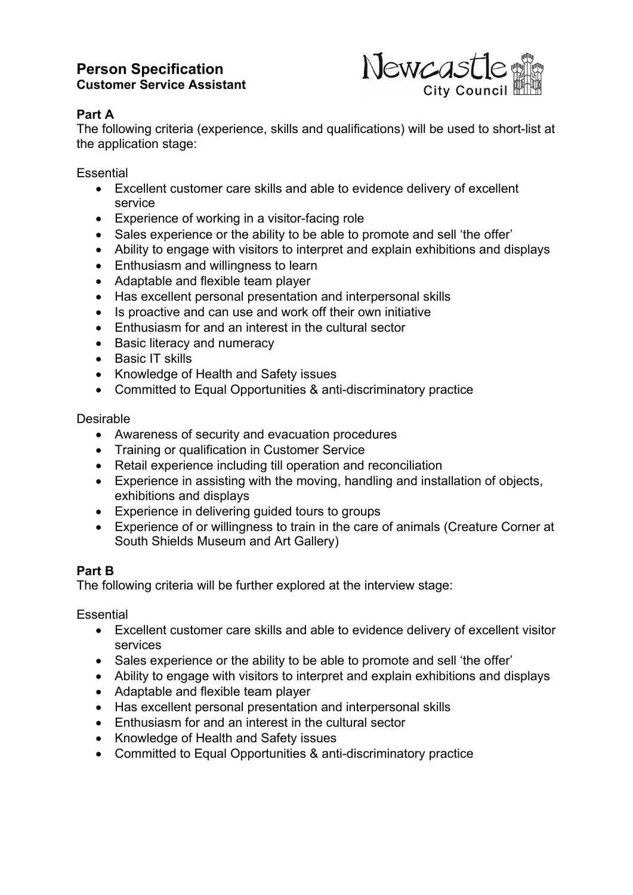# Person Specification

**Customer Service Assistant**

## Part A

The following criteria (experience, skills and qualifications) will be used to short-list at the application stage:

Essential

- Excellent customer care skills and able to evidence delivery of excellent service
- Experience of working in a visitor-facing role
- Sales experience or the ability to be able to promote and sell 'the offer'
- Ability to engage with visitors to interpret and explain exhibitions and displays
- Enthusiasm and willingness to learn
- Adaptable and flexible team player
- Has excellent personal presentation and interpersonal skills
- Is proactive and can use and work off their own initiative
- Enthusiasm for and an interest in the cultural sector
- Basic literacy and numeracy
- Basic IT skills
- Knowledge of Health and Safety issues
- Committed to Equal Opportunities & anti-discriminatory practice

Desirable

- Awareness of security and evacuation procedures
- Training or qualification in Customer Service
- Retail experience including till operation and reconciliation
- Experience in assisting with the moving, handling and installation of objects, exhibitions and displays
- Experience in delivering guided tours to groups
- Experience of or willingness to train in the care of animals (Creature Corner at South Shields Museum and Art Gallery)

## Part B

The following criteria will be further explored at the interview stage:

Essential

- Excellent customer care skills and able to evidence delivery of excellent visitor services
- Sales experience or the ability to be able to promote and sell 'the offer'
- Ability to engage with visitors to interpret and explain exhibitions and displays
- Adaptable and flexible team player
- Has excellent personal presentation and interpersonal skills
- Enthusiasm for and an interest in the cultural sector
- Knowledge of Health and Safety issues
- Committed to Equal Opportunities & anti-discriminatory practice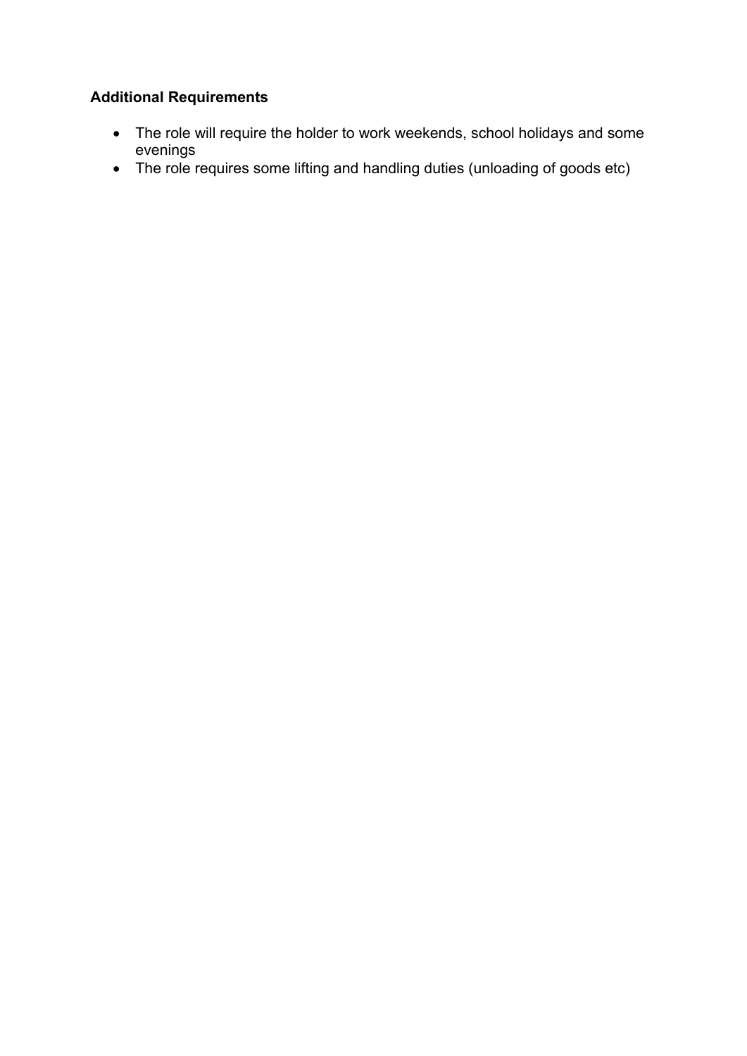**Additional Requirements**

- The role will require the holder to work weekends, school holidays and some evenings
- The role requires some lifting and handling duties (unloading of goods etc)